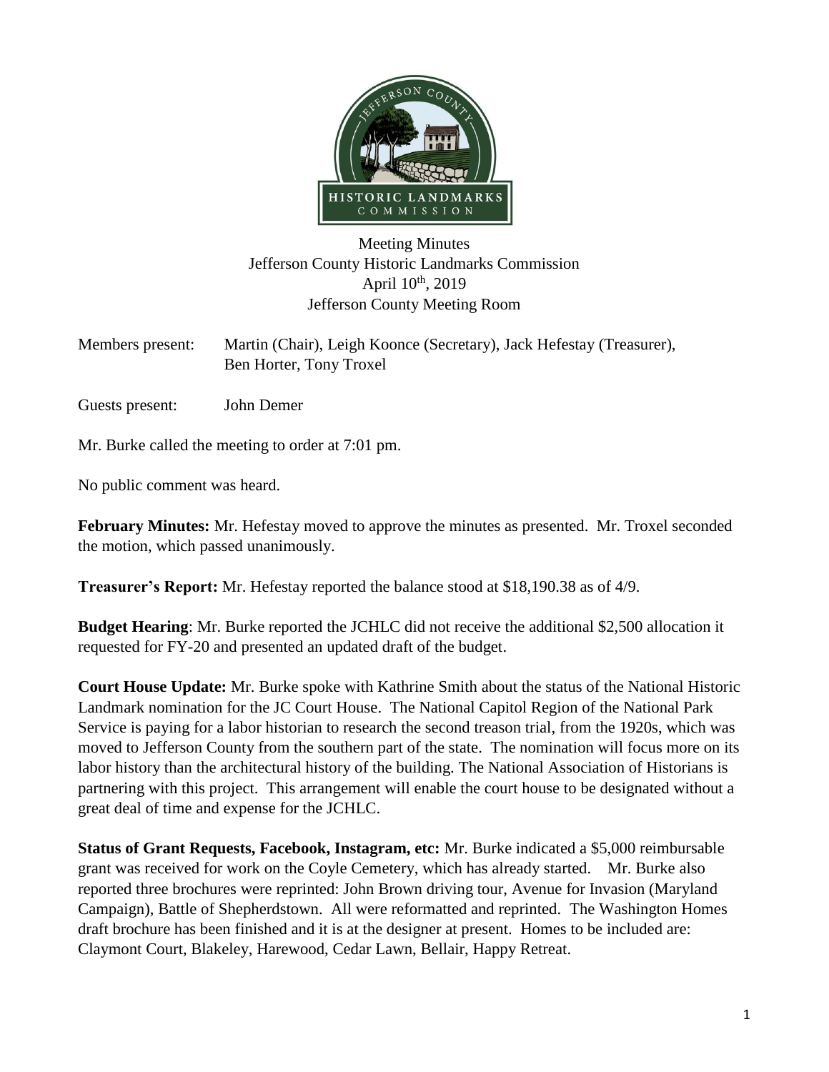Meeting Minutes
Jefferson County Historic Landmarks Commission
April 10th, 2019
Jefferson County Meeting Room

Members present: Martin (Chair), Leigh Koonce (Secretary), Jack Hefestay (Treasurer), Ben Horter, Tony Troxel

Guests present: John Demer

Mr. Burke called the meeting to order at 7:01 pm.

No public comment was heard.

**February Minutes:** Mr. Hefestay moved to approve the minutes as presented. Mr. Troxel seconded the motion, which passed unanimously.

**Treasurer's Report:** Mr. Hefestay reported the balance stood at $18,190.38 as of 4/9.

**Budget Hearing**: Mr. Burke reported the JCHLC did not receive the additional $2,500 allocation it requested for FY-20 and presented an updated draft of the budget.

**Court House Update:** Mr. Burke spoke with Kathrine Smith about the status of the National Historic Landmark nomination for the JC Court House. The National Capitol Region of the National Park Service is paying for a labor historian to research the second treason trial, from the 1920s, which was moved to Jefferson County from the southern part of the state. The nomination will focus more on its labor history than the architectural history of the building. The National Association of Historians is partnering with this project. This arrangement will enable the court house to be designated without a great deal of time and expense for the JCHLC.

**Status of Grant Requests, Facebook, Instagram, etc:** Mr. Burke indicated a $5,000 reimbursable grant was received for work on the Coyle Cemetery, which has already started. Mr. Burke also reported three brochures were reprinted: John Brown driving tour, Avenue for Invasion (Maryland Campaign), Battle of Shepherdstown. All were reformatted and reprinted. The Washington Homes draft brochure has been finished and it is at the designer at present. Homes to be included are: Claymont Court, Blakeley, Harewood, Cedar Lawn, Bellair, Happy Retreat.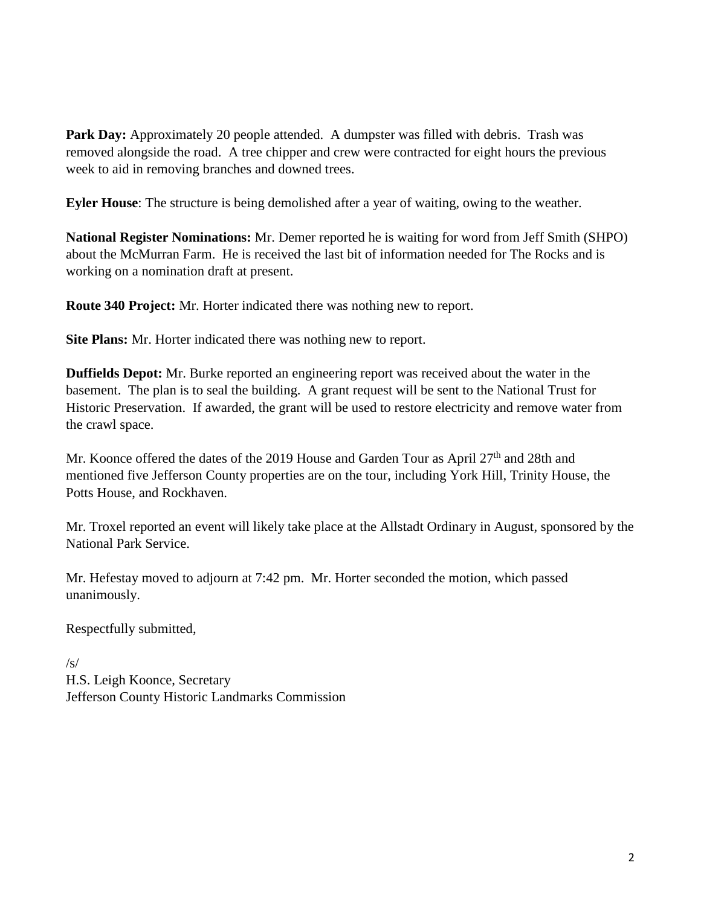**Park Day:** Approximately 20 people attended. A dumpster was filled with debris. Trash was removed alongside the road. A tree chipper and crew were contracted for eight hours the previous week to aid in removing branches and downed trees.

**Eyler House**: The structure is being demolished after a year of waiting, owing to the weather.

**National Register Nominations:** Mr. Demer reported he is waiting for word from Jeff Smith (SHPO) about the McMurran Farm. He is received the last bit of information needed for The Rocks and is working on a nomination draft at present.

**Route 340 Project:** Mr. Horter indicated there was nothing new to report.

**Site Plans:** Mr. Horter indicated there was nothing new to report.

**Duffields Depot:** Mr. Burke reported an engineering report was received about the water in the basement. The plan is to seal the building. A grant request will be sent to the National Trust for Historic Preservation. If awarded, the grant will be used to restore electricity and remove water from the crawl space.

Mr. Koonce offered the dates of the 2019 House and Garden Tour as April 27th and 28th and mentioned five Jefferson County properties are on the tour, including York Hill, Trinity House, the Potts House, and Rockhaven.

Mr. Troxel reported an event will likely take place at the Allstadt Ordinary in August, sponsored by the National Park Service.

Mr. Hefestay moved to adjourn at 7:42 pm. Mr. Horter seconded the motion, which passed unanimously.

Respectfully submitted,

/s/
H.S. Leigh Koonce, Secretary
Jefferson County Historic Landmarks Commission